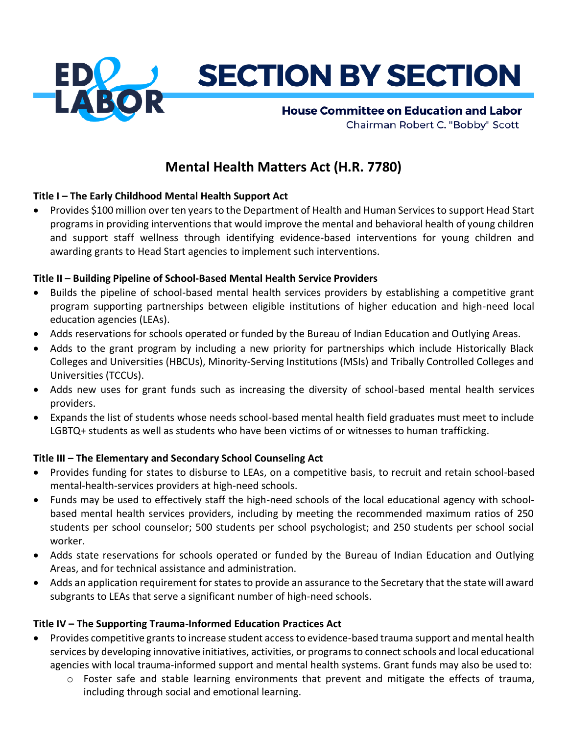# SECTION BY SECTION

**House Committee on Education and Labor**

Chairman Robert C. "Bobby" Scott

## Mental Health Matters Act (H.R. 7780)

**Title I – The Early Childhood Mental Health Support Act**

- Provides $100 million over ten years to the Department of Health and Human Services to support Head Start programs in providing interventions that would improve the mental and behavioral health of young children and support staff wellness through identifying evidence-based interventions for young children and awarding grants to Head Start agencies to implement such interventions.

**Title II – Building Pipeline of School-Based Mental Health Service Providers**

- Builds the pipeline of school-based mental health services providers by establishing a competitive grant program supporting partnerships between eligible institutions of higher education and high-need local education agencies (LEAs).
- Adds reservations for schools operated or funded by the Bureau of Indian Education and Outlying Areas.
- Adds to the grant program by including a new priority for partnerships which include Historically Black Colleges and Universities (HBCUs), Minority-Serving Institutions (MSIs) and Tribally Controlled Colleges and Universities (TCCUs).
- Adds new uses for grant funds such as increasing the diversity of school-based mental health services providers.
- Expands the list of students whose needs school-based mental health field graduates must meet to include LGBTQ+ students as well as students who have been victims of or witnesses to human trafficking.

**Title III – The Elementary and Secondary School Counseling Act**

- Provides funding for states to disburse to LEAs, on a competitive basis, to recruit and retain school-based mental-health-services providers at high-need schools.
- Funds may be used to effectively staff the high-need schools of the local educational agency with school-based mental health services providers, including by meeting the recommended maximum ratios of 250 students per school counselor; 500 students per school psychologist; and 250 students per school social worker.
- Adds state reservations for schools operated or funded by the Bureau of Indian Education and Outlying Areas, and for technical assistance and administration.
- Adds an application requirement for states to provide an assurance to the Secretary that the state will award subgrants to LEAs that serve a significant number of high-need schools.

**Title IV – The Supporting Trauma-Informed Education Practices Act**

- Provides competitive grants to increase student access to evidence-based trauma support and mental health services by developing innovative initiatives, activities, or programs to connect schools and local educational agencies with local trauma-informed support and mental health systems. Grant funds may also be used to:
  - Foster safe and stable learning environments that prevent and mitigate the effects of trauma, including through social and emotional learning.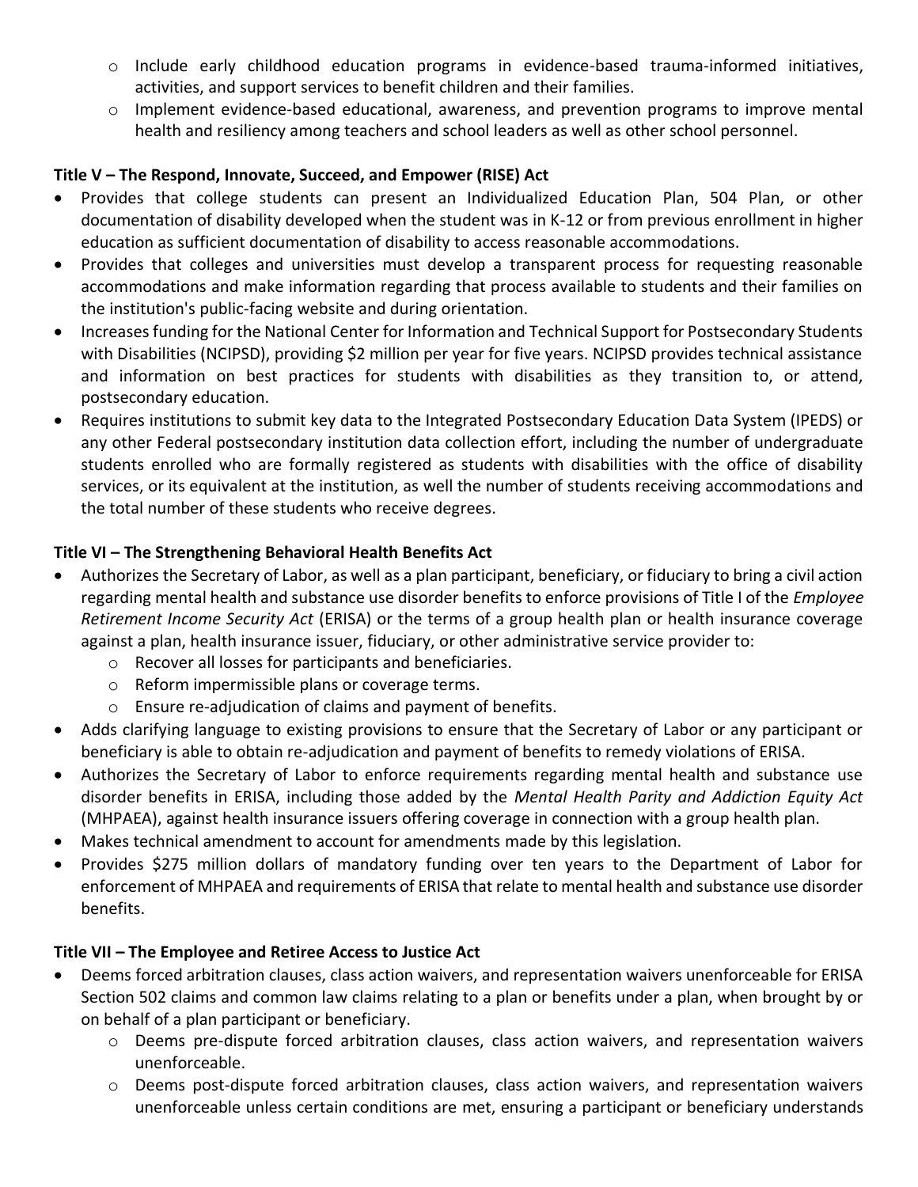- Include early childhood education programs in evidence-based trauma-informed initiatives, activities, and support services to benefit children and their families.
    - Implement evidence-based educational, awareness, and prevention programs to improve mental health and resiliency among teachers and school leaders as well as other school personnel.

**Title V – The Respond, Innovate, Succeed, and Empower (RISE) Act**

- Provides that college students can present an Individualized Education Plan, 504 Plan, or other documentation of disability developed when the student was in K-12 or from previous enrollment in higher education as sufficient documentation of disability to access reasonable accommodations.
- Provides that colleges and universities must develop a transparent process for requesting reasonable accommodations and make information regarding that process available to students and their families on the institution's public-facing website and during orientation.
- Increases funding for the National Center for Information and Technical Support for Postsecondary Students with Disabilities (NCIPSD), providing $2 million per year for five years. NCIPSD provides technical assistance and information on best practices for students with disabilities as they transition to, or attend, postsecondary education.
- Requires institutions to submit key data to the Integrated Postsecondary Education Data System (IPEDS) or any other Federal postsecondary institution data collection effort, including the number of undergraduate students enrolled who are formally registered as students with disabilities with the office of disability services, or its equivalent at the institution, as well the number of students receiving accommodations and the total number of these students who receive degrees.

**Title VI – The Strengthening Behavioral Health Benefits Act**

- Authorizes the Secretary of Labor, as well as a plan participant, beneficiary, or fiduciary to bring a civil action regarding mental health and substance use disorder benefits to enforce provisions of Title I of the *Employee Retirement Income Security Act* (ERISA) or the terms of a group health plan or health insurance coverage against a plan, health insurance issuer, fiduciary, or other administrative service provider to:
    - Recover all losses for participants and beneficiaries.
    - Reform impermissible plans or coverage terms.
    - Ensure re-adjudication of claims and payment of benefits.
- Adds clarifying language to existing provisions to ensure that the Secretary of Labor or any participant or beneficiary is able to obtain re-adjudication and payment of benefits to remedy violations of ERISA.
- Authorizes the Secretary of Labor to enforce requirements regarding mental health and substance use disorder benefits in ERISA, including those added by the *Mental Health Parity and Addiction Equity Act* (MHPAEA), against health insurance issuers offering coverage in connection with a group health plan.
- Makes technical amendment to account for amendments made by this legislation.
- Provides $275 million dollars of mandatory funding over ten years to the Department of Labor for enforcement of MHPAEA and requirements of ERISA that relate to mental health and substance use disorder benefits.

**Title VII – The Employee and Retiree Access to Justice Act**

- Deems forced arbitration clauses, class action waivers, and representation waivers unenforceable for ERISA Section 502 claims and common law claims relating to a plan or benefits under a plan, when brought by or on behalf of a plan participant or beneficiary.
    - Deems pre-dispute forced arbitration clauses, class action waivers, and representation waivers unenforceable.
    - Deems post-dispute forced arbitration clauses, class action waivers, and representation waivers unenforceable unless certain conditions are met, ensuring a participant or beneficiary understands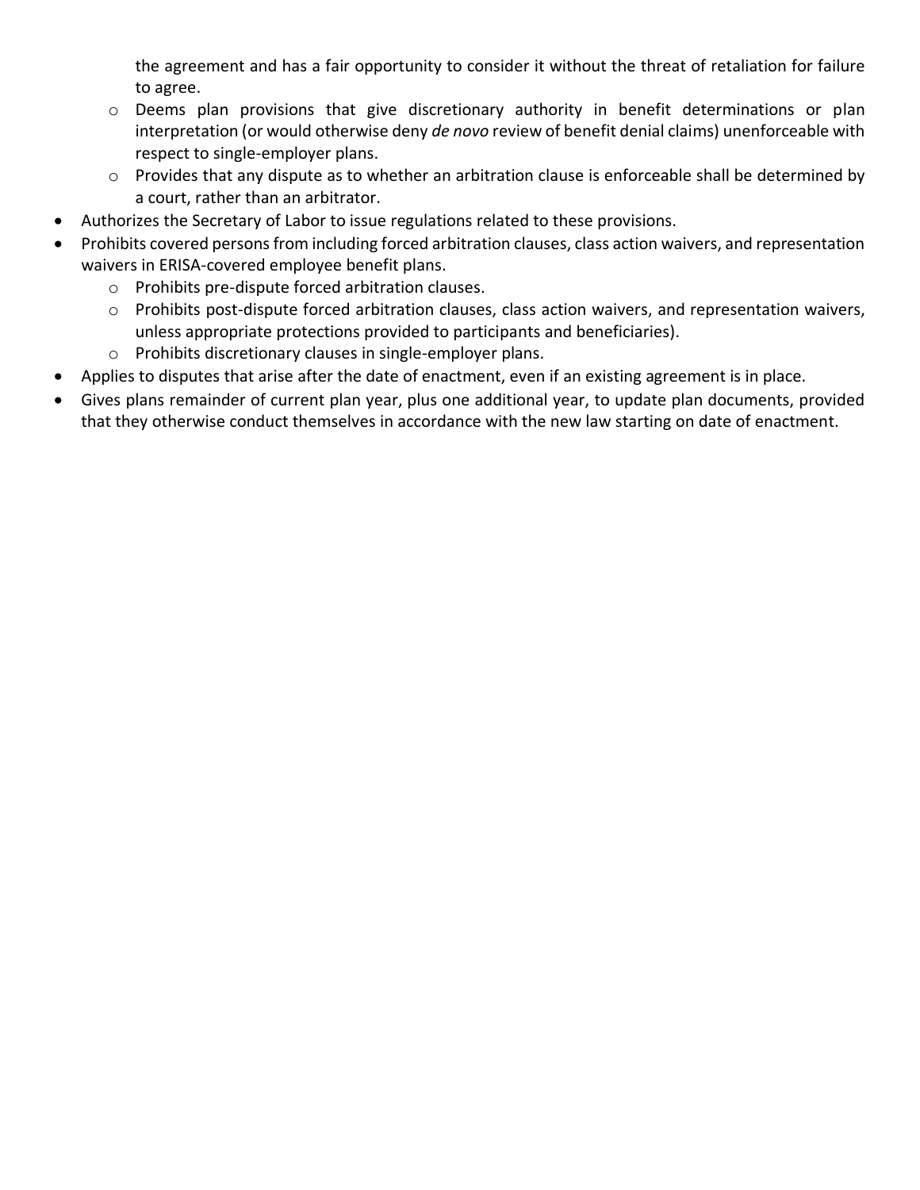the agreement and has a fair opportunity to consider it without the threat of retaliation for failure to agree.
  - Deems plan provisions that give discretionary authority in benefit determinations or plan interpretation (or would otherwise deny *de novo* review of benefit denial claims) unenforceable with respect to single-employer plans.
  - Provides that any dispute as to whether an arbitration clause is enforceable shall be determined by a court, rather than an arbitrator.
- Authorizes the Secretary of Labor to issue regulations related to these provisions.
- Prohibits covered persons from including forced arbitration clauses, class action waivers, and representation waivers in ERISA-covered employee benefit plans.
  - Prohibits pre-dispute forced arbitration clauses.
  - Prohibits post-dispute forced arbitration clauses, class action waivers, and representation waivers, unless appropriate protections provided to participants and beneficiaries).
  - Prohibits discretionary clauses in single-employer plans.
- Applies to disputes that arise after the date of enactment, even if an existing agreement is in place.
- Gives plans remainder of current plan year, plus one additional year, to update plan documents, provided that they otherwise conduct themselves in accordance with the new law starting on date of enactment.